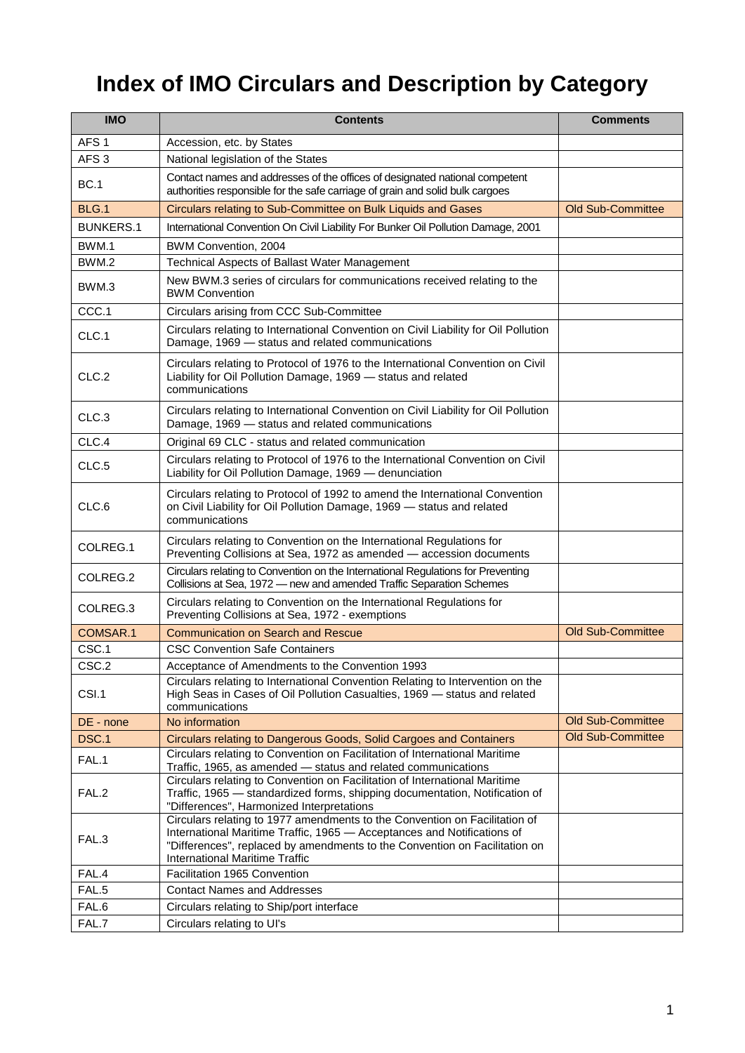# Index of IMO Circulars and Description by Category

| IMO | Contents | Comments |
|---|---|---|
| AFS 1 | Accession, etc. by States | |
| AFS 3 | National legislation of the States | |
| BC.1 | Contact names and addresses of the offices of designated national competent authorities responsible for the safe carriage of grain and solid bulk cargoes | |
| BLG.1 | Circulars relating to Sub-Committee on Bulk Liquids and Gases | Old Sub-Committee |
| BUNKERS.1 | International Convention On Civil Liability For Bunker Oil Pollution Damage, 2001 | |
| BWM.1 | BWM Convention, 2004 | |
| BWM.2 | Technical Aspects of Ballast Water Management | |
| BWM.3 | New BWM.3 series of circulars for communications received relating to the BWM Convention | |
| CCC.1 | Circulars arising from CCC Sub-Committee | |
| CLC.1 | Circulars relating to International Convention on Civil Liability for Oil Pollution Damage, 1969 — status and related communications | |
| CLC.2 | Circulars relating to Protocol of 1976 to the International Convention on Civil Liability for Oil Pollution Damage, 1969 — status and related communications | |
| CLC.3 | Circulars relating to International Convention on Civil Liability for Oil Pollution Damage, 1969 — status and related communications | |
| CLC.4 | Original 69 CLC - status and related communication | |
| CLC.5 | Circulars relating to Protocol of 1976 to the International Convention on Civil Liability for Oil Pollution Damage, 1969 — denunciation | |
| CLC.6 | Circulars relating to Protocol of 1992 to amend the International Convention on Civil Liability for Oil Pollution Damage, 1969 — status and related communications | |
| COLREG.1 | Circulars relating to Convention on the International Regulations for Preventing Collisions at Sea, 1972 as amended — accession documents | |
| COLREG.2 | Circulars relating to Convention on the International Regulations for Preventing Collisions at Sea, 1972 — new and amended Traffic Separation Schemes | |
| COLREG.3 | Circulars relating to Convention on the International Regulations for Preventing Collisions at Sea, 1972 - exemptions | |
| COMSAR.1 | Communication on Search and Rescue | Old Sub-Committee |
| CSC.1 | CSC Convention Safe Containers | |
| CSC.2 | Acceptance of Amendments to the Convention 1993 | |
| CSI.1 | Circulars relating to International Convention Relating to Intervention on the High Seas in Cases of Oil Pollution Casualties, 1969 — status and related communications | |
| DE - none | No information | Old Sub-Committee |
| DSC.1 | Circulars relating to Dangerous Goods, Solid Cargoes and Containers | Old Sub-Committee |
| FAL.1 | Circulars relating to Convention on Facilitation of International Maritime Traffic, 1965, as amended — status and related communications | |
| FAL.2 | Circulars relating to Convention on Facilitation of International Maritime Traffic, 1965 — standardized forms, shipping documentation, Notification of "Differences", Harmonized Interpretations | |
| FAL.3 | Circulars relating to 1977 amendments to the Convention on Facilitation of International Maritime Traffic, 1965 — Acceptances and Notifications of "Differences", replaced by amendments to the Convention on Facilitation on International Maritime Traffic | |
| FAL.4 | Facilitation 1965 Convention | |
| FAL.5 | Contact Names and Addresses | |
| FAL.6 | Circulars relating to Ship/port interface | |
| FAL.7 | Circulars relating to UI's | |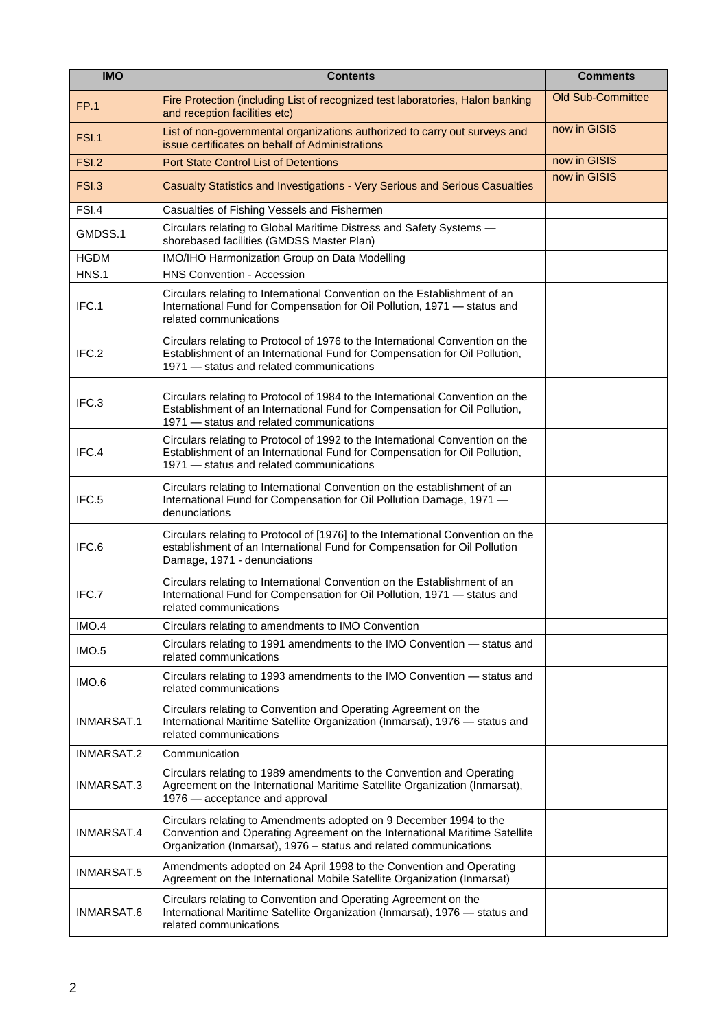| IMO | Contents | Comments |
|---|---|---|
| FP.1 | Fire Protection (including List of recognized test laboratories, Halon banking and reception facilities etc) | Old Sub-Committee |
| FSI.1 | List of non-governmental organizations authorized to carry out surveys and issue certificates on behalf of Administrations | now in GISIS |
| FSI.2 | Port State Control List of Detentions | now in GISIS |
| FSI.3 | Casualty Statistics and Investigations - Very Serious and Serious Casualties | now in GISIS |
| FSI.4 | Casualties of Fishing Vessels and Fishermen | |
| GMDSS.1 | Circulars relating to Global Maritime Distress and Safety Systems — shorebased facilities (GMDSS Master Plan) | |
| HGDM | IMO/IHO Harmonization Group on Data Modelling | |
| HNS.1 | HNS Convention - Accession | |
| IFC.1 | Circulars relating to International Convention on the Establishment of an International Fund for Compensation for Oil Pollution, 1971 — status and related communications | |
| IFC.2 | Circulars relating to Protocol of 1976 to the International Convention on the Establishment of an International Fund for Compensation for Oil Pollution, 1971 — status and related communications | |
| IFC.3 | Circulars relating to Protocol of 1984 to the International Convention on the Establishment of an International Fund for Compensation for Oil Pollution, 1971 — status and related communications | |
| IFC.4 | Circulars relating to Protocol of 1992 to the International Convention on the Establishment of an International Fund for Compensation for Oil Pollution, 1971 — status and related communications | |
| IFC.5 | Circulars relating to International Convention on the establishment of an International Fund for Compensation for Oil Pollution Damage, 1971 — denunciations | |
| IFC.6 | Circulars relating to Protocol of [1976] to the International Convention on the establishment of an International Fund for Compensation for Oil Pollution Damage, 1971 - denunciations | |
| IFC.7 | Circulars relating to International Convention on the Establishment of an International Fund for Compensation for Oil Pollution, 1971 — status and related communications | |
| IMO.4 | Circulars relating to amendments to IMO Convention | |
| IMO.5 | Circulars relating to 1991 amendments to the IMO Convention — status and related communications | |
| IMO.6 | Circulars relating to 1993 amendments to the IMO Convention — status and related communications | |
| INMARSAT.1 | Circulars relating to Convention and Operating Agreement on the International Maritime Satellite Organization (Inmarsat), 1976 — status and related communications | |
| INMARSAT.2 | Communication | |
| INMARSAT.3 | Circulars relating to 1989 amendments to the Convention and Operating Agreement on the International Maritime Satellite Organization (Inmarsat), 1976 — acceptance and approval | |
| INMARSAT.4 | Circulars relating to Amendments adopted on 9 December 1994 to the Convention and Operating Agreement on the International Maritime Satellite Organization (Inmarsat), 1976 – status and related communications | |
| INMARSAT.5 | Amendments adopted on 24 April 1998 to the Convention and Operating Agreement on the International Mobile Satellite Organization (Inmarsat) | |
| INMARSAT.6 | Circulars relating to Convention and Operating Agreement on the International Maritime Satellite Organization (Inmarsat), 1976 — status and related communications | |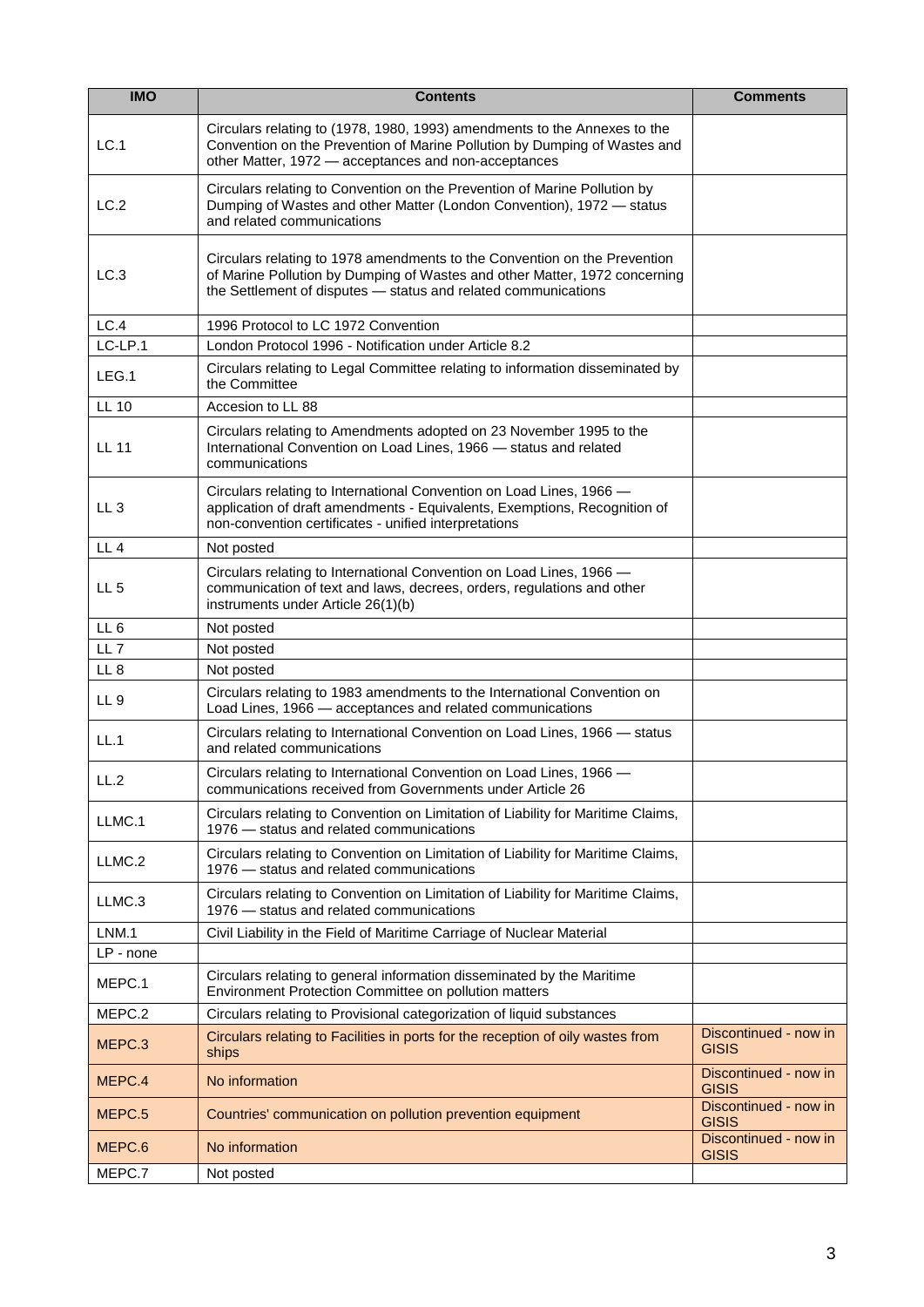| IMO | Contents | Comments |
|---|---|---|
| LC.1 | Circulars relating to (1978, 1980, 1993) amendments to the Annexes to the Convention on the Prevention of Marine Pollution by Dumping of Wastes and other Matter, 1972 — acceptances and non-acceptances | |
| LC.2 | Circulars relating to Convention on the Prevention of Marine Pollution by Dumping of Wastes and other Matter (London Convention), 1972 — status and related communications | |
| LC.3 | Circulars relating to 1978 amendments to the Convention on the Prevention of Marine Pollution by Dumping of Wastes and other Matter, 1972 concerning the Settlement of disputes — status and related communications | |
| LC.4 | 1996 Protocol to LC 1972 Convention | |
| LC-LP.1 | London Protocol 1996 - Notification under Article 8.2 | |
| LEG.1 | Circulars relating to Legal Committee relating to information disseminated by the Committee | |
| LL 10 | Accesion to LL 88 | |
| LL 11 | Circulars relating to Amendments adopted on 23 November 1995 to the International Convention on Load Lines, 1966 — status and related communications | |
| LL 3 | Circulars relating to International Convention on Load Lines, 1966 — application of draft amendments - Equivalents, Exemptions, Recognition of non-convention certificates - unified interpretations | |
| LL 4 | Not posted | |
| LL 5 | Circulars relating to International Convention on Load Lines, 1966 — communication of text and laws, decrees, orders, regulations and other instruments under Article 26(1)(b) | |
| LL 6 | Not posted | |
| LL 7 | Not posted | |
| LL 8 | Not posted | |
| LL 9 | Circulars relating to 1983 amendments to the International Convention on Load Lines, 1966 — acceptances and related communications | |
| LL.1 | Circulars relating to International Convention on Load Lines, 1966 — status and related communications | |
| LL.2 | Circulars relating to International Convention on Load Lines, 1966 — communications received from Governments under Article 26 | |
| LLMC.1 | Circulars relating to Convention on Limitation of Liability for Maritime Claims, 1976 — status and related communications | |
| LLMC.2 | Circulars relating to Convention on Limitation of Liability for Maritime Claims, 1976 — status and related communications | |
| LLMC.3 | Circulars relating to Convention on Limitation of Liability for Maritime Claims, 1976 — status and related communications | |
| LNM.1 | Civil Liability in the Field of Maritime Carriage of Nuclear Material | |
| LP - none | | |
| MEPC.1 | Circulars relating to general information disseminated by the Maritime Environment Protection Committee on pollution matters | |
| MEPC.2 | Circulars relating to Provisional categorization of liquid substances | |
| MEPC.3 | Circulars relating to Facilities in ports for the reception of oily wastes from ships | Discontinued - now in GISIS |
| MEPC.4 | No information | Discontinued - now in GISIS |
| MEPC.5 | Countries' communication on pollution prevention equipment | Discontinued - now in GISIS |
| MEPC.6 | No information | Discontinued - now in GISIS |
| MEPC.7 | Not posted | |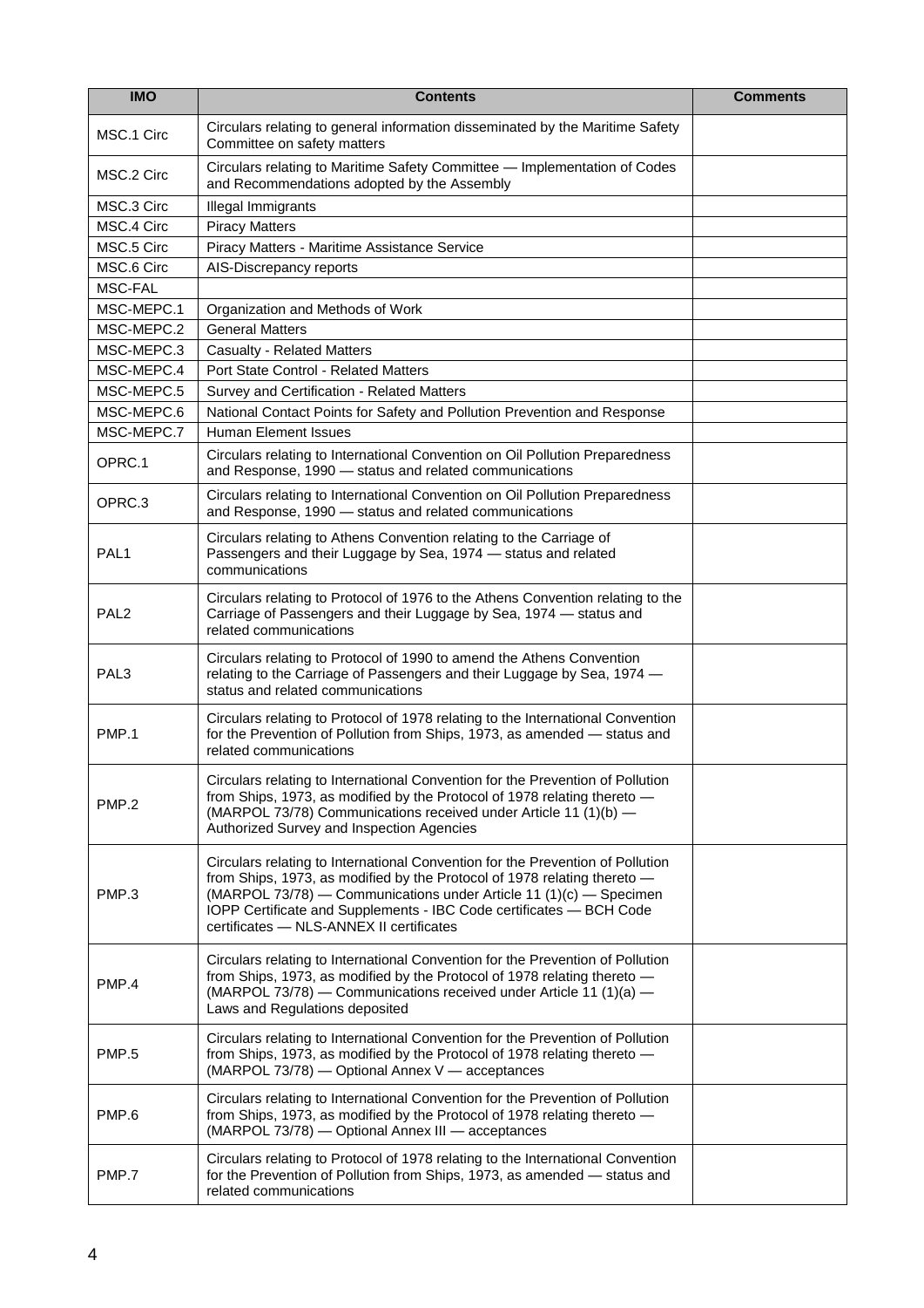| IMO | Contents | Comments |
| --- | --- | --- |
| MSC.1 Circ | Circulars relating to general information disseminated by the Maritime Safety Committee on safety matters | |
| MSC.2 Circ | Circulars relating to Maritime Safety Committee — Implementation of Codes and Recommendations adopted by the Assembly | |
| MSC.3 Circ | Illegal Immigrants | |
| MSC.4 Circ | Piracy Matters | |
| MSC.5 Circ | Piracy Matters - Maritime Assistance Service | |
| MSC.6 Circ | AIS-Discrepancy reports | |
| MSC-FAL | | |
| MSC-MEPC.1 | Organization and Methods of Work | |
| MSC-MEPC.2 | General Matters | |
| MSC-MEPC.3 | Casualty - Related Matters | |
| MSC-MEPC.4 | Port State Control - Related Matters | |
| MSC-MEPC.5 | Survey and Certification - Related Matters | |
| MSC-MEPC.6 | National Contact Points for Safety and Pollution Prevention and Response | |
| MSC-MEPC.7 | Human Element Issues | |
| OPRC.1 | Circulars relating to International Convention on Oil Pollution Preparedness and Response, 1990 — status and related communications | |
| OPRC.3 | Circulars relating to International Convention on Oil Pollution Preparedness and Response, 1990 — status and related communications | |
| PAL1 | Circulars relating to Athens Convention relating to the Carriage of Passengers and their Luggage by Sea, 1974 — status and related communications | |
| PAL2 | Circulars relating to Protocol of 1976 to the Athens Convention relating to the Carriage of Passengers and their Luggage by Sea, 1974 — status and related communications | |
| PAL3 | Circulars relating to Protocol of 1990 to amend the Athens Convention relating to the Carriage of Passengers and their Luggage by Sea, 1974 — status and related communications | |
| PMP.1 | Circulars relating to Protocol of 1978 relating to the International Convention for the Prevention of Pollution from Ships, 1973, as amended — status and related communications | |
| PMP.2 | Circulars relating to International Convention for the Prevention of Pollution from Ships, 1973, as modified by the Protocol of 1978 relating thereto — (MARPOL 73/78) Communications received under Article 11 (1)(b) — Authorized Survey and Inspection Agencies | |
| PMP.3 | Circulars relating to International Convention for the Prevention of Pollution from Ships, 1973, as modified by the Protocol of 1978 relating thereto — (MARPOL 73/78) — Communications under Article 11 (1)(c) — Specimen IOPP Certificate and Supplements - IBC Code certificates — BCH Code certificates — NLS-ANNEX II certificates | |
| PMP.4 | Circulars relating to International Convention for the Prevention of Pollution from Ships, 1973, as modified by the Protocol of 1978 relating thereto — (MARPOL 73/78) — Communications received under Article 11 (1)(a) — Laws and Regulations deposited | |
| PMP.5 | Circulars relating to International Convention for the Prevention of Pollution from Ships, 1973, as modified by the Protocol of 1978 relating thereto — (MARPOL 73/78) — Optional Annex V — acceptances | |
| PMP.6 | Circulars relating to International Convention for the Prevention of Pollution from Ships, 1973, as modified by the Protocol of 1978 relating thereto — (MARPOL 73/78) — Optional Annex III — acceptances | |
| PMP.7 | Circulars relating to Protocol of 1978 relating to the International Convention for the Prevention of Pollution from Ships, 1973, as amended — status and related communications | |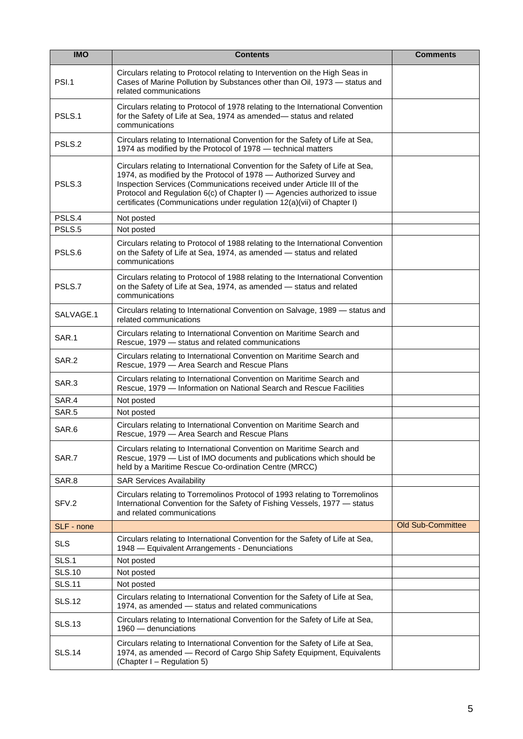| IMO | Contents | Comments |
|---|---|---|
| PSI.1 | Circulars relating to Protocol relating to Intervention on the High Seas in Cases of Marine Pollution by Substances other than Oil, 1973 — status and related communications | |
| PSLS.1 | Circulars relating to Protocol of 1978 relating to the International Convention for the Safety of Life at Sea, 1974 as amended— status and related communications | |
| PSLS.2 | Circulars relating to International Convention for the Safety of Life at Sea, 1974 as modified by the Protocol of 1978 — technical matters | |
| PSLS.3 | Circulars relating to International Convention for the Safety of Life at Sea, 1974, as modified by the Protocol of 1978 — Authorized Survey and Inspection Services (Communications received under Article III of the Protocol and Regulation 6(c) of Chapter I) — Agencies authorized to issue certificates (Communications under regulation 12(a)(vii) of Chapter I) | |
| PSLS.4 | Not posted | |
| PSLS.5 | Not posted | |
| PSLS.6 | Circulars relating to Protocol of 1988 relating to the International Convention on the Safety of Life at Sea, 1974, as amended — status and related communications | |
| PSLS.7 | Circulars relating to Protocol of 1988 relating to the International Convention on the Safety of Life at Sea, 1974, as amended — status and related communications | |
| SALVAGE.1 | Circulars relating to International Convention on Salvage, 1989 — status and related communications | |
| SAR.1 | Circulars relating to International Convention on Maritime Search and Rescue, 1979 — status and related communications | |
| SAR.2 | Circulars relating to International Convention on Maritime Search and Rescue, 1979 — Area Search and Rescue Plans | |
| SAR.3 | Circulars relating to International Convention on Maritime Search and Rescue, 1979 — Information on National Search and Rescue Facilities | |
| SAR.4 | Not posted | |
| SAR.5 | Not posted | |
| SAR.6 | Circulars relating to International Convention on Maritime Search and Rescue, 1979 — Area Search and Rescue Plans | |
| SAR.7 | Circulars relating to International Convention on Maritime Search and Rescue, 1979 — List of IMO documents and publications which should be held by a Maritime Rescue Co-ordination Centre (MRCC) | |
| SAR.8 | SAR Services Availability | |
| SFV.2 | Circulars relating to Torremolinos Protocol of 1993 relating to Torremolinos International Convention for the Safety of Fishing Vessels, 1977 — status and related communications | |
| SLF - none | | Old Sub-Committee |
| SLS | Circulars relating to International Convention for the Safety of Life at Sea, 1948 — Equivalent Arrangements - Denunciations | |
| SLS.1 | Not posted | |
| SLS.10 | Not posted | |
| SLS.11 | Not posted | |
| SLS.12 | Circulars relating to International Convention for the Safety of Life at Sea, 1974, as amended — status and related communications | |
| SLS.13 | Circulars relating to International Convention for the Safety of Life at Sea, 1960 — denunciations | |
| SLS.14 | Circulars relating to International Convention for the Safety of Life at Sea, 1974, as amended — Record of Cargo Ship Safety Equipment, Equivalents (Chapter I – Regulation 5) | |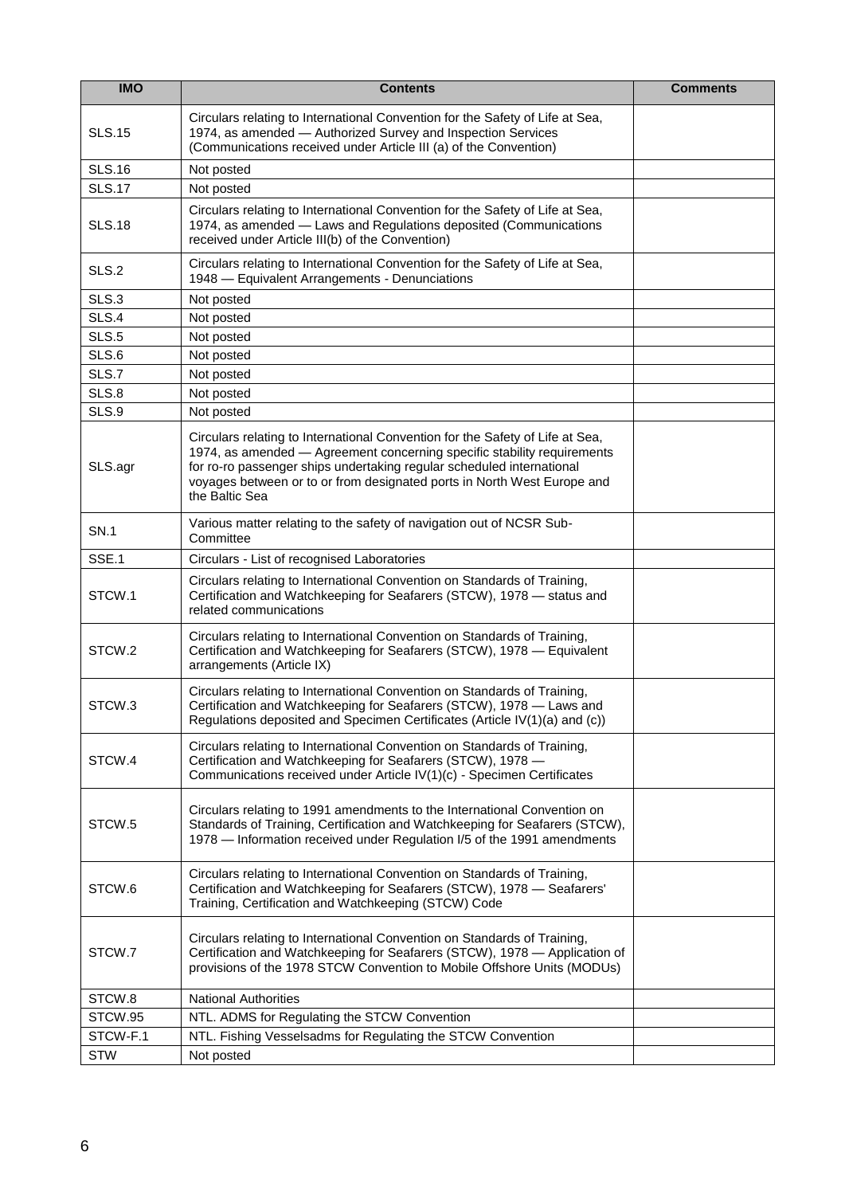| IMO | Contents | Comments |
|---|---|---|
| SLS.15 | Circulars relating to International Convention for the Safety of Life at Sea, 1974, as amended — Authorized Survey and Inspection Services (Communications received under Article III (a) of the Convention) | |
| SLS.16 | Not posted | |
| SLS.17 | Not posted | |
| SLS.18 | Circulars relating to International Convention for the Safety of Life at Sea, 1974, as amended — Laws and Regulations deposited (Communications received under Article III(b) of the Convention) | |
| SLS.2 | Circulars relating to International Convention for the Safety of Life at Sea, 1948 — Equivalent Arrangements - Denunciations | |
| SLS.3 | Not posted | |
| SLS.4 | Not posted | |
| SLS.5 | Not posted | |
| SLS.6 | Not posted | |
| SLS.7 | Not posted | |
| SLS.8 | Not posted | |
| SLS.9 | Not posted | |
| SLS.agr | Circulars relating to International Convention for the Safety of Life at Sea, 1974, as amended — Agreement concerning specific stability requirements for ro-ro passenger ships undertaking regular scheduled international voyages between or to or from designated ports in North West Europe and the Baltic Sea | |
| SN.1 | Various matter relating to the safety of navigation out of NCSR Sub-Committee | |
| SSE.1 | Circulars - List of recognised Laboratories | |
| STCW.1 | Circulars relating to International Convention on Standards of Training, Certification and Watchkeeping for Seafarers (STCW), 1978 — status and related communications | |
| STCW.2 | Circulars relating to International Convention on Standards of Training, Certification and Watchkeeping for Seafarers (STCW), 1978 — Equivalent arrangements (Article IX) | |
| STCW.3 | Circulars relating to International Convention on Standards of Training, Certification and Watchkeeping for Seafarers (STCW), 1978 — Laws and Regulations deposited and Specimen Certificates (Article IV(1)(a) and (c)) | |
| STCW.4 | Circulars relating to International Convention on Standards of Training, Certification and Watchkeeping for Seafarers (STCW), 1978 — Communications received under Article IV(1)(c) - Specimen Certificates | |
| STCW.5 | Circulars relating to 1991 amendments to the International Convention on Standards of Training, Certification and Watchkeeping for Seafarers (STCW), 1978 — Information received under Regulation I/5 of the 1991 amendments | |
| STCW.6 | Circulars relating to International Convention on Standards of Training, Certification and Watchkeeping for Seafarers (STCW), 1978 — Seafarers' Training, Certification and Watchkeeping (STCW) Code | |
| STCW.7 | Circulars relating to International Convention on Standards of Training, Certification and Watchkeeping for Seafarers (STCW), 1978 — Application of provisions of the 1978 STCW Convention to Mobile Offshore Units (MODUs) | |
| STCW.8 | National Authorities | |
| STCW.95 | NTL. ADMS for Regulating the STCW Convention | |
| STCW-F.1 | NTL. Fishing Vesselsadms for Regulating the STCW Convention | |
| STW | Not posted | |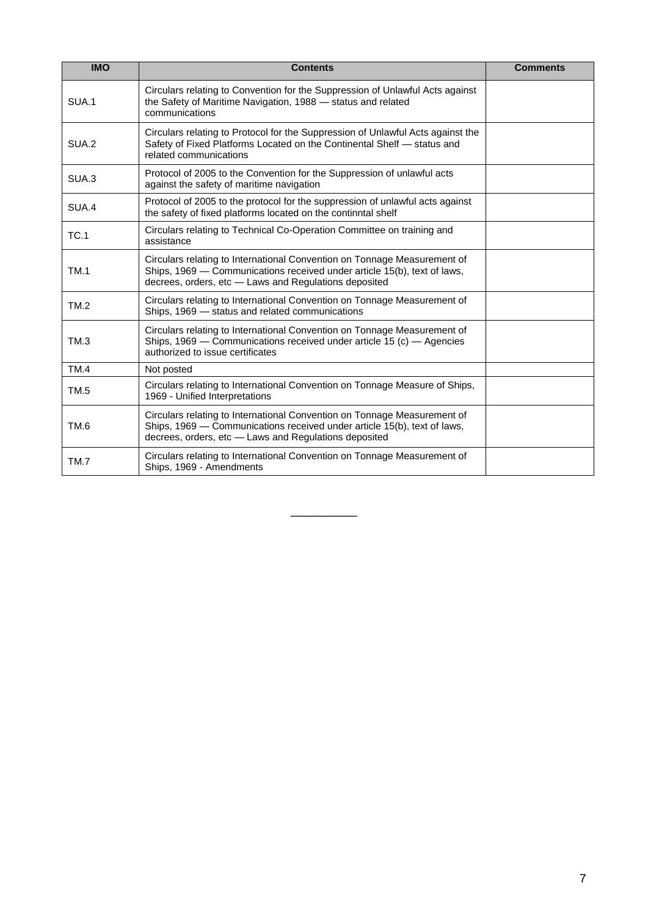| IMO | Contents | Comments |
|---|---|---|
| SUA.1 | Circulars relating to Convention for the Suppression of Unlawful Acts against the Safety of Maritime Navigation, 1988 — status and related communications | |
| SUA.2 | Circulars relating to Protocol for the Suppression of Unlawful Acts against the Safety of Fixed Platforms Located on the Continental Shelf — status and related communications | |
| SUA.3 | Protocol of 2005 to the Convention for the Suppression of unlawful acts against the safety of maritime navigation | |
| SUA.4 | Protocol of 2005 to the protocol for the suppression of unlawful acts against the safety of fixed platforms located on the continntal shelf | |
| TC.1 | Circulars relating to Technical Co-Operation Committee on training and assistance | |
| TM.1 | Circulars relating to International Convention on Tonnage Measurement of Ships, 1969 — Communications received under article 15(b), text of laws, decrees, orders, etc — Laws and Regulations deposited | |
| TM.2 | Circulars relating to International Convention on Tonnage Measurement of Ships, 1969 — status and related communications | |
| TM.3 | Circulars relating to International Convention on Tonnage Measurement of Ships, 1969 — Communications received under article 15 (c) — Agencies authorized to issue certificates | |
| TM.4 | Not posted | |
| TM.5 | Circulars relating to International Convention on Tonnage Measure of Ships, 1969 - Unified Interpretations | |
| TM.6 | Circulars relating to International Convention on Tonnage Measurement of Ships, 1969 — Communications received under article 15(b), text of laws, decrees, orders, etc — Laws and Regulations deposited | |
| TM.7 | Circulars relating to International Convention on Tonnage Measurement of Ships, 1969 - Amendments | |

___________